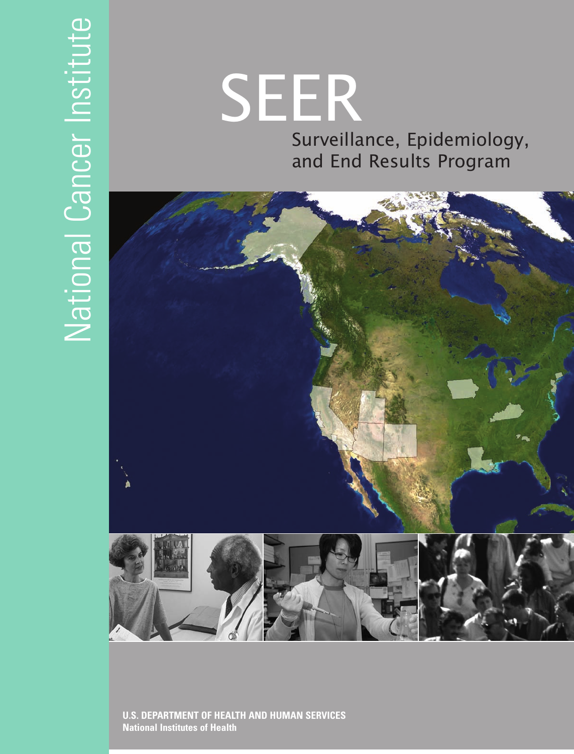National Cancer Institute

# SEER

## Surveillance, Epidemiology, and End Results Program

**U.S. DEPARTMENT OF HEALTH AND HUMAN SERVICES**
**National Institutes of Health**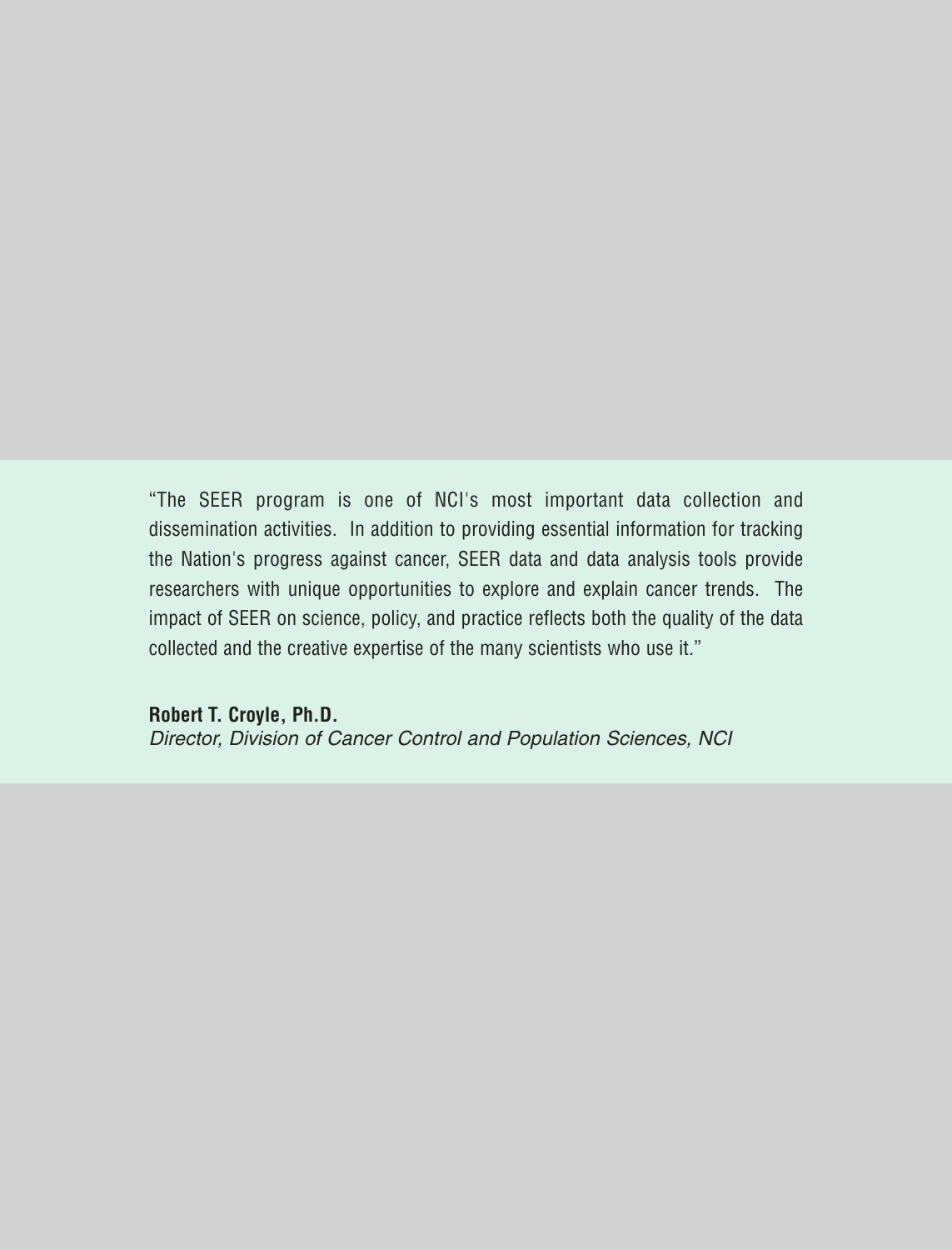"The SEER program is one of NCI's most important data collection and dissemination activities. In addition to providing essential information for tracking the Nation's progress against cancer, SEER data and data analysis tools provide researchers with unique opportunities to explore and explain cancer trends. The impact of SEER on science, policy, and practice reflects both the quality of the data collected and the creative expertise of the many scientists who use it."

**Robert T. Croyle, Ph.D.**
*Director, Division of Cancer Control and Population Sciences, NCI*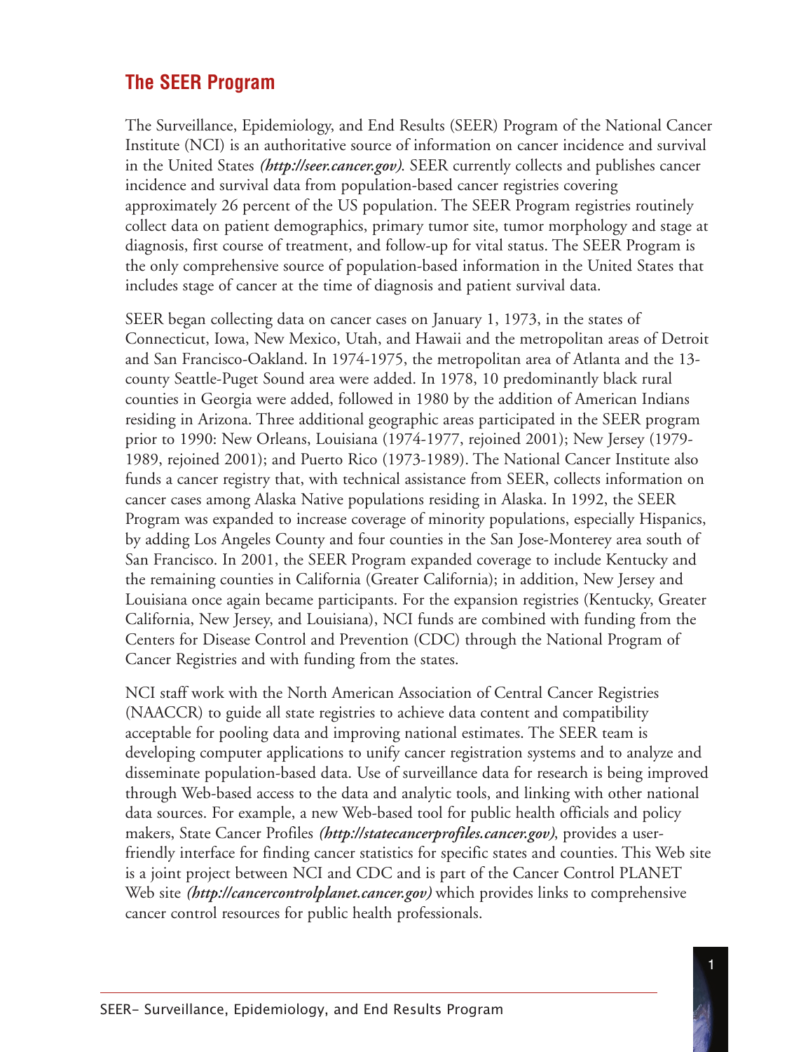## The SEER Program

The Surveillance, Epidemiology, and End Results (SEER) Program of the National Cancer Institute (NCI) is an authoritative source of information on cancer incidence and survival in the United States ***(http://seer.cancer.gov)***. SEER currently collects and publishes cancer incidence and survival data from population-based cancer registries covering approximately 26 percent of the US population. The SEER Program registries routinely collect data on patient demographics, primary tumor site, tumor morphology and stage at diagnosis, first course of treatment, and follow-up for vital status. The SEER Program is the only comprehensive source of population-based information in the United States that includes stage of cancer at the time of diagnosis and patient survival data.

SEER began collecting data on cancer cases on January 1, 1973, in the states of Connecticut, Iowa, New Mexico, Utah, and Hawaii and the metropolitan areas of Detroit and San Francisco-Oakland. In 1974-1975, the metropolitan area of Atlanta and the 13-county Seattle-Puget Sound area were added. In 1978, 10 predominantly black rural counties in Georgia were added, followed in 1980 by the addition of American Indians residing in Arizona. Three additional geographic areas participated in the SEER program prior to 1990: New Orleans, Louisiana (1974-1977, rejoined 2001); New Jersey (1979-1989, rejoined 2001); and Puerto Rico (1973-1989). The National Cancer Institute also funds a cancer registry that, with technical assistance from SEER, collects information on cancer cases among Alaska Native populations residing in Alaska. In 1992, the SEER Program was expanded to increase coverage of minority populations, especially Hispanics, by adding Los Angeles County and four counties in the San Jose-Monterey area south of San Francisco. In 2001, the SEER Program expanded coverage to include Kentucky and the remaining counties in California (Greater California); in addition, New Jersey and Louisiana once again became participants. For the expansion registries (Kentucky, Greater California, New Jersey, and Louisiana), NCI funds are combined with funding from the Centers for Disease Control and Prevention (CDC) through the National Program of Cancer Registries and with funding from the states.

NCI staff work with the North American Association of Central Cancer Registries (NAACCR) to guide all state registries to achieve data content and compatibility acceptable for pooling data and improving national estimates. The SEER team is developing computer applications to unify cancer registration systems and to analyze and disseminate population-based data. Use of surveillance data for research is being improved through Web-based access to the data and analytic tools, and linking with other national data sources. For example, a new Web-based tool for public health officials and policy makers, State Cancer Profiles ***(http://statecancerprofiles.cancer.gov)***, provides a user-friendly interface for finding cancer statistics for specific states and counties. This Web site is a joint project between NCI and CDC and is part of the Cancer Control PLANET Web site ***(http://cancercontrolplanet.cancer.gov)*** which provides links to comprehensive cancer control resources for public health professionals.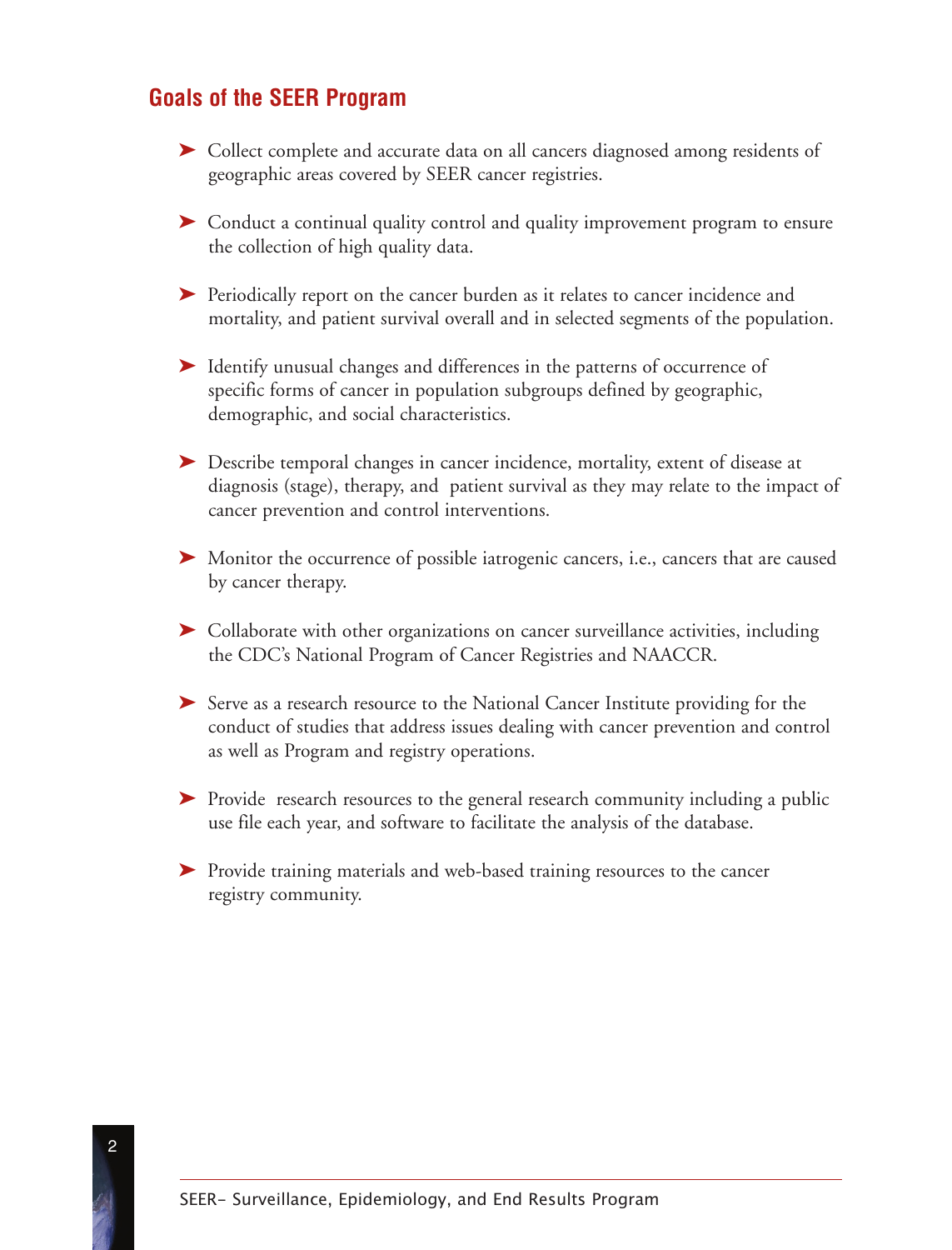## Goals of the SEER Program

- Collect complete and accurate data on all cancers diagnosed among residents of geographic areas covered by SEER cancer registries.
- Conduct a continual quality control and quality improvement program to ensure the collection of high quality data.
- Periodically report on the cancer burden as it relates to cancer incidence and mortality, and patient survival overall and in selected segments of the population.
- Identify unusual changes and differences in the patterns of occurrence of specific forms of cancer in population subgroups defined by geographic, demographic, and social characteristics.
- Describe temporal changes in cancer incidence, mortality, extent of disease at diagnosis (stage), therapy, and patient survival as they may relate to the impact of cancer prevention and control interventions.
- Monitor the occurrence of possible iatrogenic cancers, i.e., cancers that are caused by cancer therapy.
- Collaborate with other organizations on cancer surveillance activities, including the CDC's National Program of Cancer Registries and NAACCR.
- Serve as a research resource to the National Cancer Institute providing for the conduct of studies that address issues dealing with cancer prevention and control as well as Program and registry operations.
- Provide research resources to the general research community including a public use file each year, and software to facilitate the analysis of the database.
- Provide training materials and web-based training resources to the cancer registry community.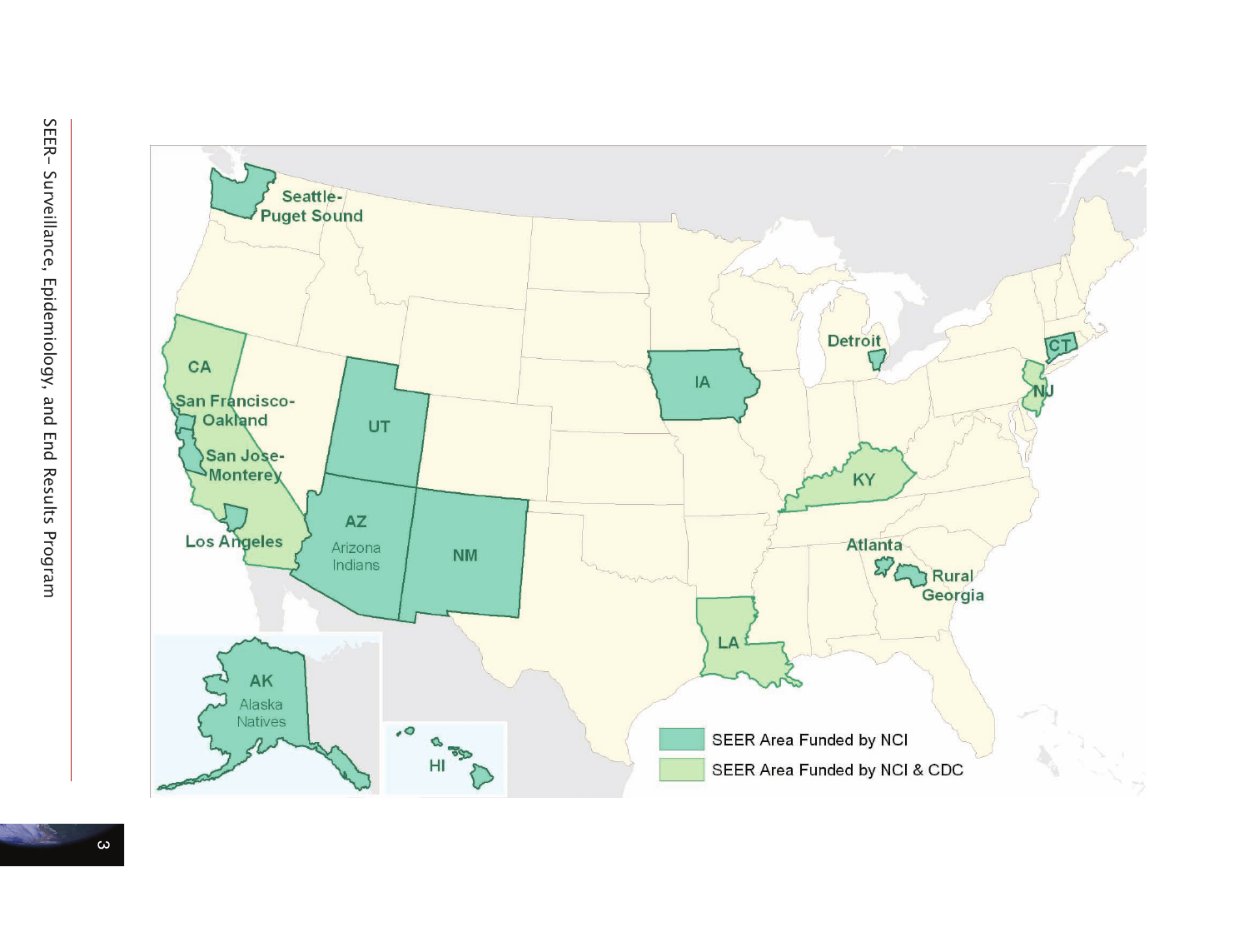Seattle-Puget Sound

CA

San Francisco-Oakland

San Jose-Monterey

Los Angeles

UT

AZ
Arizona Indians

NM

IA

Detroit

CT

NJ

KY

Atlanta

Rural Georgia

LA

AK
Alaska Natives

HI

- SEER Area Funded by NCI
- SEER Area Funded by NCI & CDC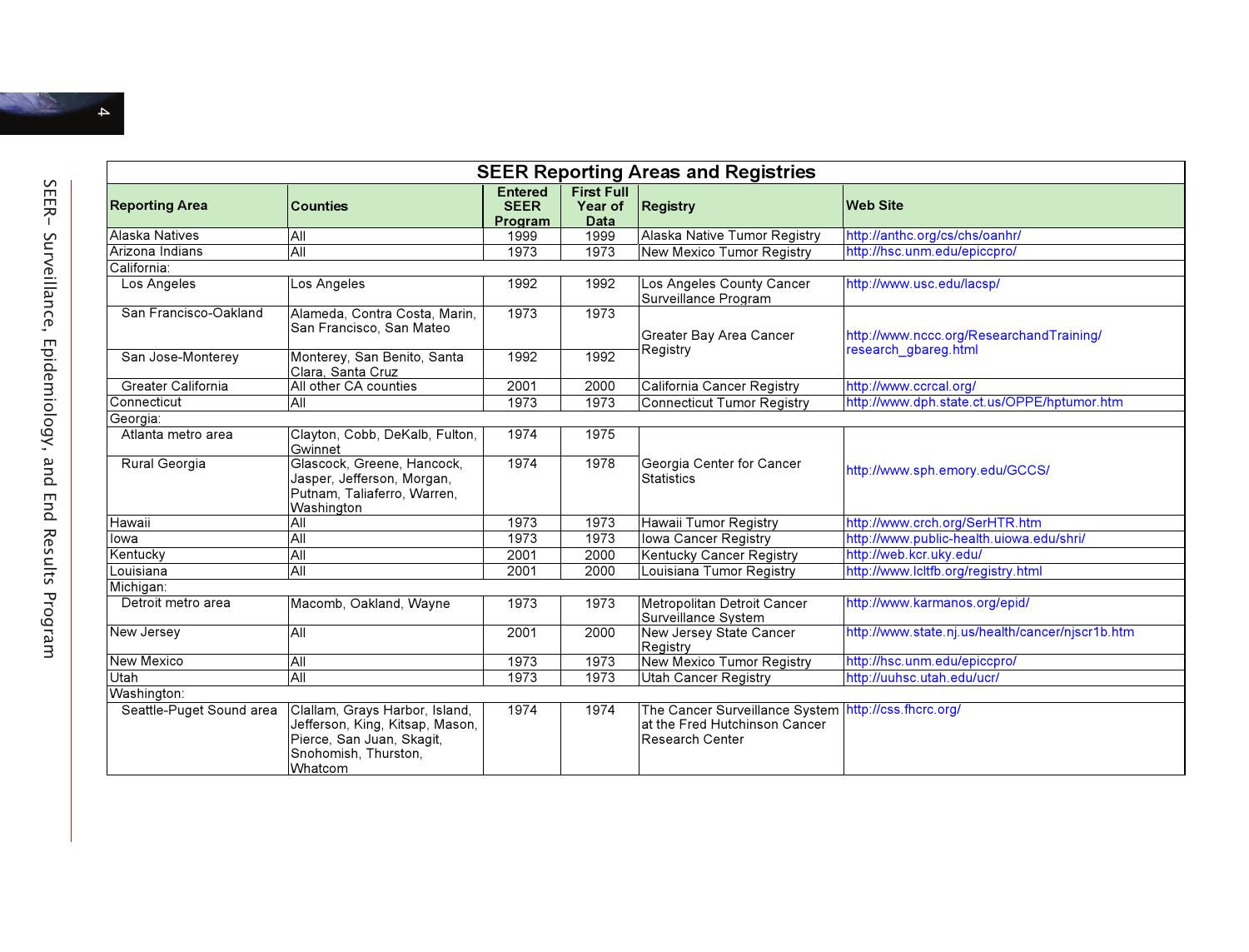## SEER Reporting Areas and Registries

| Reporting Area | Counties | Entered SEER Program | First Full Year of Data | Registry | Web Site |
|---|---|---|---|---|---|
| Alaska Natives | All | 1999 | 1999 | Alaska Native Tumor Registry | http://anthc.org/cs/chs/oanhr/ |
| Arizona Indians | All | 1973 | 1973 | New Mexico Tumor Registry | http://hsc.unm.edu/epiccpro/ |
| California: | | | | | |
| Los Angeles | Los Angeles | 1992 | 1992 | Los Angeles County Cancer Surveillance Program | http://www.usc.edu/lacsp/ |
| San Francisco-Oakland | Alameda, Contra Costa, Marin, San Francisco, San Mateo | 1973 | 1973 | Greater Bay Area Cancer Registry | http://www.nccc.org/ResearchandTraining/research_gbareg.html |
| San Jose-Monterey | Monterey, San Benito, Santa Clara, Santa Cruz | 1992 | 1992 | | |
| Greater California | All other CA counties | 2001 | 2000 | California Cancer Registry | http://www.ccrcal.org/ |
| Connecticut | All | 1973 | 1973 | Connecticut Tumor Registry | http://www.dph.state.ct.us/OPPE/hptumor.htm |
| Georgia: | | | | | |
| Atlanta metro area | Clayton, Cobb, DeKalb, Fulton, Gwinnet | 1974 | 1975 | Georgia Center for Cancer Statistics | http://www.sph.emory.edu/GCCS/ |
| Rural Georgia | Glascock, Greene, Hancock, Jasper, Jefferson, Morgan, Putnam, Taliaferro, Warren, Washington | 1974 | 1978 | | |
| Hawaii | All | 1973 | 1973 | Hawaii Tumor Registry | http://www.crch.org/SerHTR.htm |
| Iowa | All | 1973 | 1973 | Iowa Cancer Registry | http://www.public-health.uiowa.edu/shri/ |
| Kentucky | All | 2001 | 2000 | Kentucky Cancer Registry | http://web.kcr.uky.edu/ |
| Louisiana | All | 2001 | 2000 | Louisiana Tumor Registry | http://www.lcltfb.org/registry.html |
| Michigan: | | | | | |
| Detroit metro area | Macomb, Oakland, Wayne | 1973 | 1973 | Metropolitan Detroit Cancer Surveillance System | http://www.karmanos.org/epid/ |
| New Jersey | All | 2001 | 2000 | New Jersey State Cancer Registry | http://www.state.nj.us/health/cancer/njscr1b.htm |
| New Mexico | All | 1973 | 1973 | New Mexico Tumor Registry | http://hsc.unm.edu/epiccpro/ |
| Utah | All | 1973 | 1973 | Utah Cancer Registry | http://uuhsc.utah.edu/ucr/ |
| Washington: | | | | | |
| Seattle-Puget Sound area | Clallam, Grays Harbor, Island, Jefferson, King, Kitsap, Mason, Pierce, San Juan, Skagit, Snohomish, Thurston, Whatcom | 1974 | 1974 | The Cancer Surveillance System at the Fred Hutchinson Cancer Research Center | http://css.fhcrc.org/ |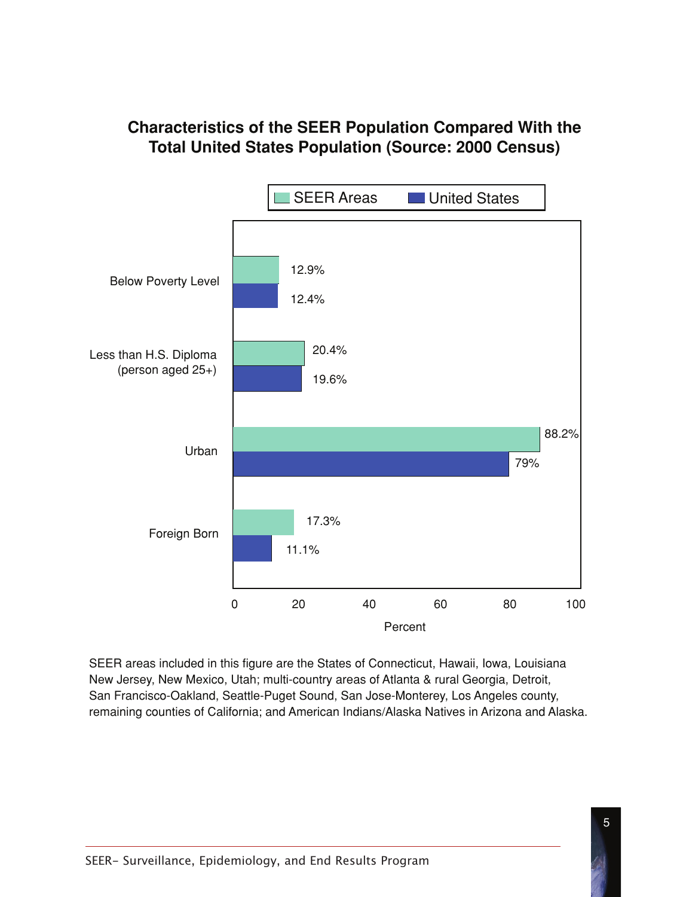## Characteristics of the SEER Population Compared With the Total United States Population (Source: 2000 Census)

| Characteristic | SEER Areas | United States |
| --- | --- | --- |
| Below Poverty Level | 12.9% | 12.4% |
| Less than H.S. Diploma (person aged 25+) | 20.4% | 19.6% |
| Urban | 88.2% | 79% |
| Foreign Born | 17.3% | 11.1% |

SEER areas included in this figure are the States of Connecticut, Hawaii, Iowa, Louisiana New Jersey, New Mexico, Utah; multi-country areas of Atlanta & rural Georgia, Detroit, San Francisco-Oakland, Seattle-Puget Sound, San Jose-Monterey, Los Angeles county, remaining counties of California; and American Indians/Alaska Natives in Arizona and Alaska.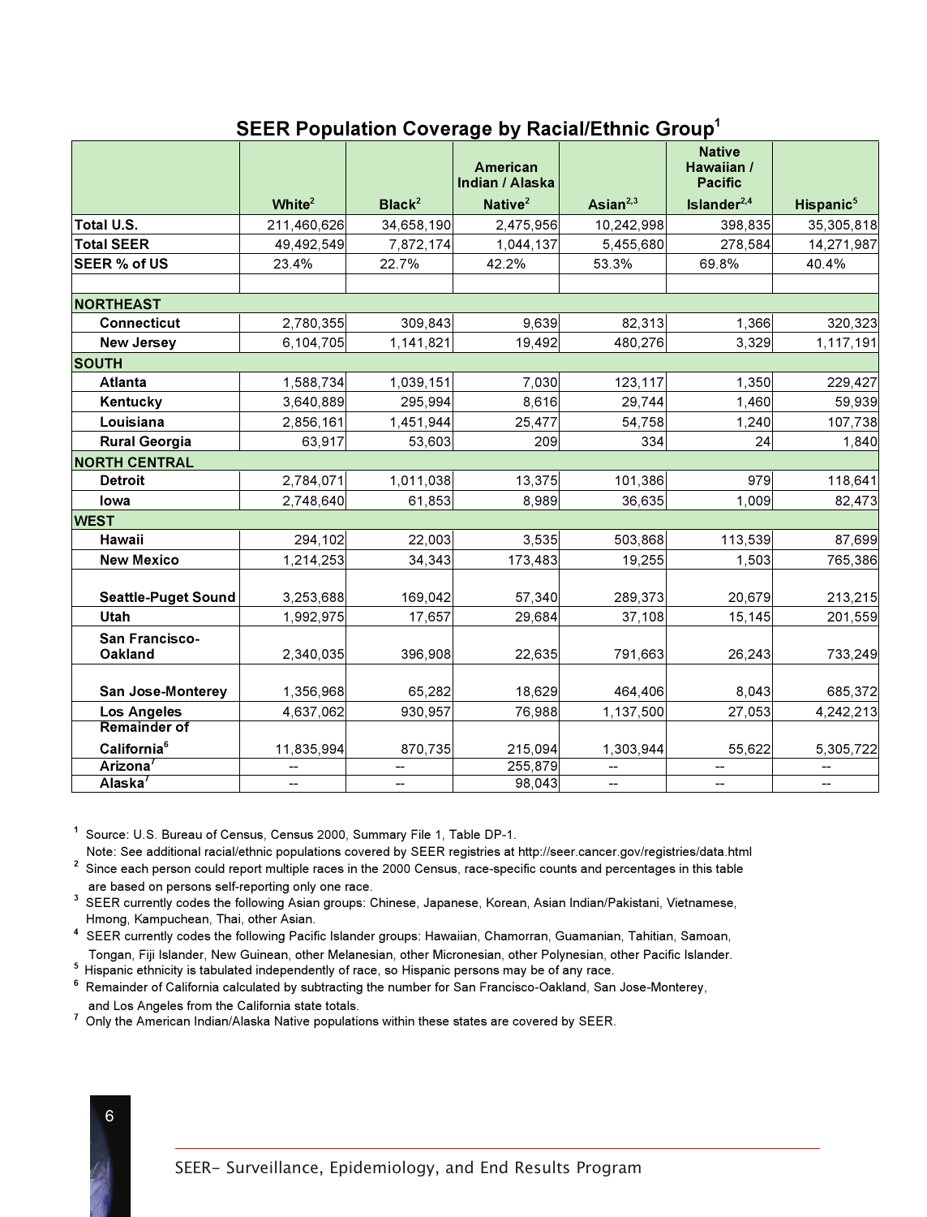## SEER Population Coverage by Racial/Ethnic Group[1]

| | White[2] | Black[2] | American Indian / Alaska Native[2] | Asian[2,3] | Native Hawaiian / Pacific Islander[2,4] | Hispanic[5] |
|---|---|---|---|---|---|---|
| **Total U.S.** | 211,460,626 | 34,658,190 | 2,475,956 | 10,242,998 | 398,835 | 35,305,818 |
| **Total SEER** | 49,492,549 | 7,872,174 | 1,044,137 | 5,455,680 | 278,584 | 14,271,987 |
| **SEER % of US** | 23.4% | 22.7% | 42.2% | 53.3% | 69.8% | 40.4% |
| | | | | | | |
| **NORTHEAST** | | | | | | |
| **Connecticut** | 2,780,355 | 309,843 | 9,639 | 82,313 | 1,366 | 320,323 |
| **New Jersey** | 6,104,705 | 1,141,821 | 19,492 | 480,276 | 3,329 | 1,117,191 |
| **SOUTH** | | | | | | |
| **Atlanta** | 1,588,734 | 1,039,151 | 7,030 | 123,117 | 1,350 | 229,427 |
| **Kentucky** | 3,640,889 | 295,994 | 8,616 | 29,744 | 1,460 | 59,939 |
| **Louisiana** | 2,856,161 | 1,451,944 | 25,477 | 54,758 | 1,240 | 107,738 |
| **Rural Georgia** | 63,917 | 53,603 | 209 | 334 | 24 | 1,840 |
| **NORTH CENTRAL** | | | | | | |
| **Detroit** | 2,784,071 | 1,011,038 | 13,375 | 101,386 | 979 | 118,641 |
| **Iowa** | 2,748,640 | 61,853 | 8,989 | 36,635 | 1,009 | 82,473 |
| **WEST** | | | | | | |
| **Hawaii** | 294,102 | 22,003 | 3,535 | 503,868 | 113,539 | 87,699 |
| **New Mexico** | 1,214,253 | 34,343 | 173,483 | 19,255 | 1,503 | 765,386 |
| **Seattle-Puget Sound** | 3,253,688 | 169,042 | 57,340 | 289,373 | 20,679 | 213,215 |
| **Utah** | 1,992,975 | 17,657 | 29,684 | 37,108 | 15,145 | 201,559 |
| **San Francisco-Oakland** | 2,340,035 | 396,908 | 22,635 | 791,663 | 26,243 | 733,249 |
| **San Jose-Monterey** | 1,356,968 | 65,282 | 18,629 | 464,406 | 8,043 | 685,372 |
| **Los Angeles** | 4,637,062 | 930,957 | 76,988 | 1,137,500 | 27,053 | 4,242,213 |
| **Remainder of California[6]** | 11,835,994 | 870,735 | 215,094 | 1,303,944 | 55,622 | 5,305,722 |
| **Arizona[7]** | -- | -- | 255,879 | -- | -- | -- |
| **Alaska[7]** | -- | -- | 98,043 | -- | -- | -- |

[1] Source: U.S. Bureau of Census, Census 2000, Summary File 1, Table DP-1.
Note: See additional racial/ethnic populations covered by SEER registries at http://seer.cancer.gov/registries/data.html

[2] Since each person could report multiple races in the 2000 Census, race-specific counts and percentages in this table are based on persons self-reporting only one race.

[3] SEER currently codes the following Asian groups: Chinese, Japanese, Korean, Asian Indian/Pakistani, Vietnamese, Hmong, Kampuchean, Thai, other Asian.

[4] SEER currently codes the following Pacific Islander groups: Hawaiian, Chamorran, Guamanian, Tahitian, Samoan, Tongan, Fiji Islander, New Guinean, other Melanesian, other Micronesian, other Polynesian, other Pacific Islander.

[5] Hispanic ethnicity is tabulated independently of race, so Hispanic persons may be of any race.

[6] Remainder of California calculated by subtracting the number for San Francisco-Oakland, San Jose-Monterey, and Los Angeles from the California state totals.

[7] Only the American Indian/Alaska Native populations within these states are covered by SEER.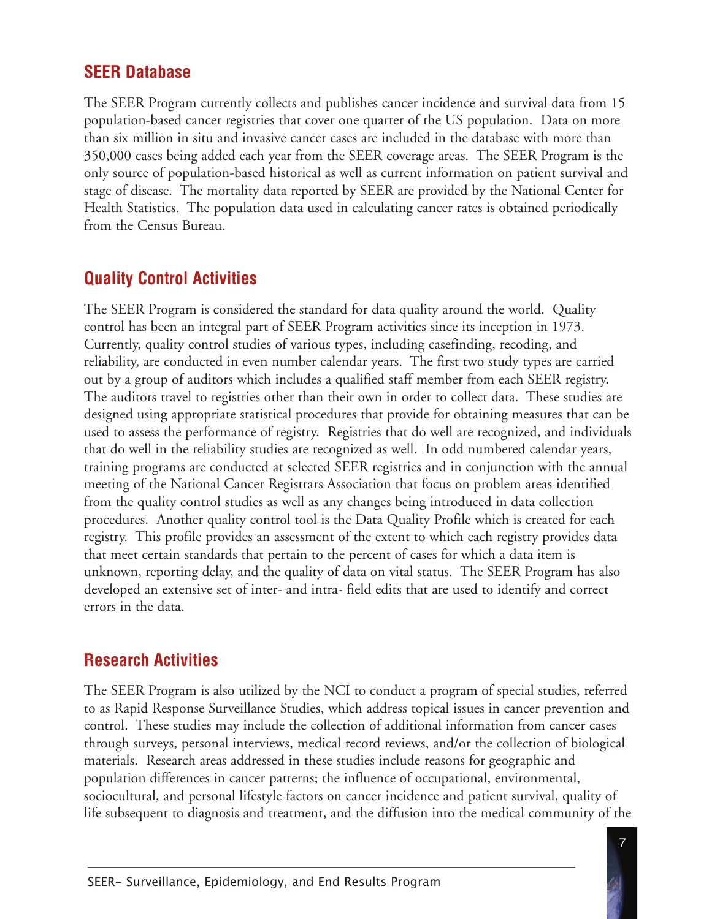## SEER Database

The SEER Program currently collects and publishes cancer incidence and survival data from 15 population-based cancer registries that cover one quarter of the US population. Data on more than six million in situ and invasive cancer cases are included in the database with more than 350,000 cases being added each year from the SEER coverage areas. The SEER Program is the only source of population-based historical as well as current information on patient survival and stage of disease. The mortality data reported by SEER are provided by the National Center for Health Statistics. The population data used in calculating cancer rates is obtained periodically from the Census Bureau.

## Quality Control Activities

The SEER Program is considered the standard for data quality around the world. Quality control has been an integral part of SEER Program activities since its inception in 1973. Currently, quality control studies of various types, including casefinding, recoding, and reliability, are conducted in even number calendar years. The first two study types are carried out by a group of auditors which includes a qualified staff member from each SEER registry. The auditors travel to registries other than their own in order to collect data. These studies are designed using appropriate statistical procedures that provide for obtaining measures that can be used to assess the performance of registry. Registries that do well are recognized, and individuals that do well in the reliability studies are recognized as well. In odd numbered calendar years, training programs are conducted at selected SEER registries and in conjunction with the annual meeting of the National Cancer Registrars Association that focus on problem areas identified from the quality control studies as well as any changes being introduced in data collection procedures. Another quality control tool is the Data Quality Profile which is created for each registry. This profile provides an assessment of the extent to which each registry provides data that meet certain standards that pertain to the percent of cases for which a data item is unknown, reporting delay, and the quality of data on vital status. The SEER Program has also developed an extensive set of inter- and intra- field edits that are used to identify and correct errors in the data.

## Research Activities

The SEER Program is also utilized by the NCI to conduct a program of special studies, referred to as Rapid Response Surveillance Studies, which address topical issues in cancer prevention and control. These studies may include the collection of additional information from cancer cases through surveys, personal interviews, medical record reviews, and/or the collection of biological materials. Research areas addressed in these studies include reasons for geographic and population differences in cancer patterns; the influence of occupational, environmental, sociocultural, and personal lifestyle factors on cancer incidence and patient survival, quality of life subsequent to diagnosis and treatment, and the diffusion into the medical community of the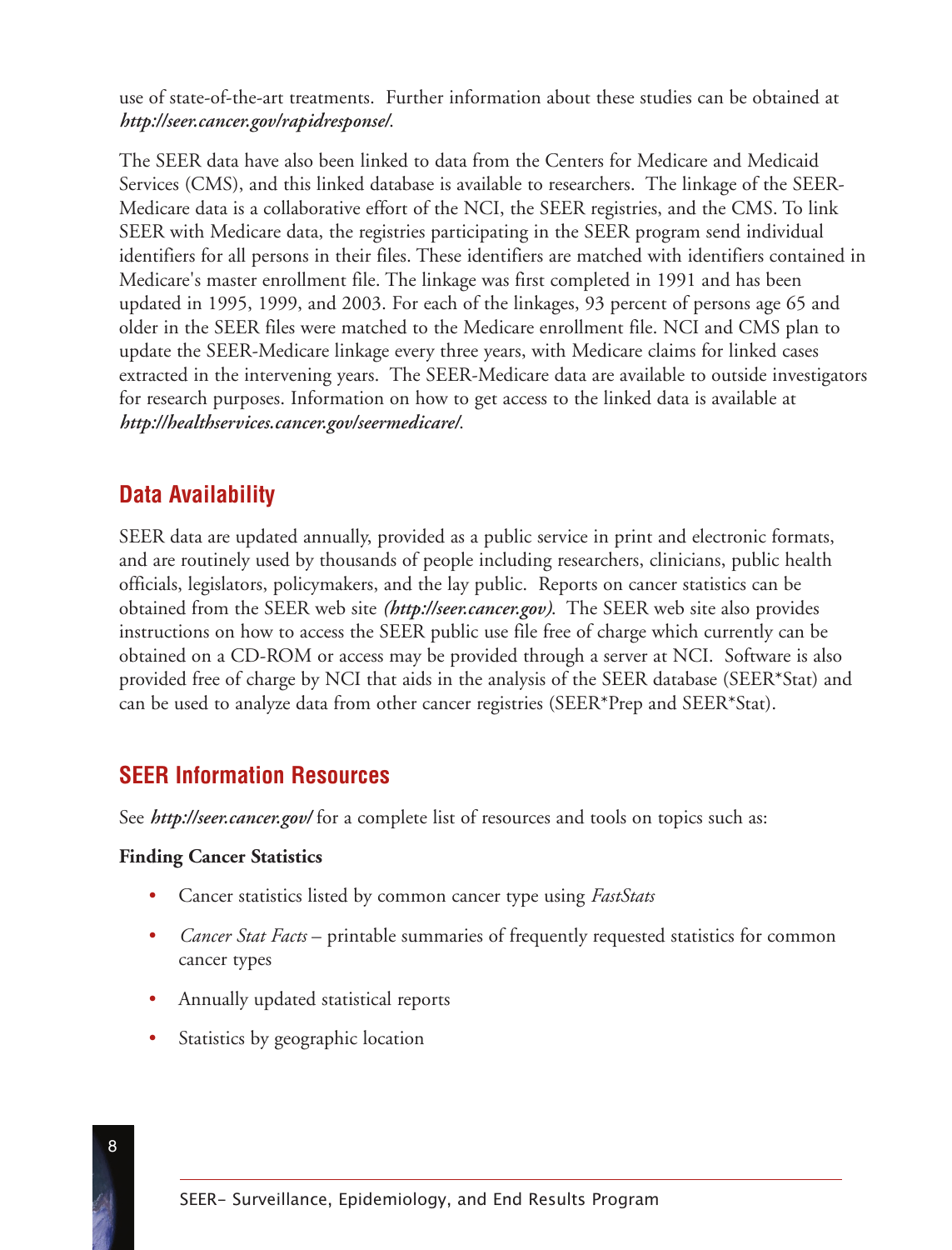use of state-of-the-art treatments. Further information about these studies can be obtained at ***http://seer.cancer.gov/rapidresponse/***.

The SEER data have also been linked to data from the Centers for Medicare and Medicaid Services (CMS), and this linked database is available to researchers. The linkage of the SEER-Medicare data is a collaborative effort of the NCI, the SEER registries, and the CMS. To link SEER with Medicare data, the registries participating in the SEER program send individual identifiers for all persons in their files. These identifiers are matched with identifiers contained in Medicare's master enrollment file. The linkage was first completed in 1991 and has been updated in 1995, 1999, and 2003. For each of the linkages, 93 percent of persons age 65 and older in the SEER files were matched to the Medicare enrollment file. NCI and CMS plan to update the SEER-Medicare linkage every three years, with Medicare claims for linked cases extracted in the intervening years. The SEER-Medicare data are available to outside investigators for research purposes. Information on how to get access to the linked data is available at ***http://healthservices.cancer.gov/seermedicare/***.

## Data Availability

SEER data are updated annually, provided as a public service in print and electronic formats, and are routinely used by thousands of people including researchers, clinicians, public health officials, legislators, policymakers, and the lay public. Reports on cancer statistics can be obtained from the SEER web site ***(http://seer.cancer.gov)***. The SEER web site also provides instructions on how to access the SEER public use file free of charge which currently can be obtained on a CD-ROM or access may be provided through a server at NCI. Software is also provided free of charge by NCI that aids in the analysis of the SEER database (SEER*Stat) and can be used to analyze data from other cancer registries (SEER*Prep and SEER*Stat).

## SEER Information Resources

See ***http://seer.cancer.gov/*** for a complete list of resources and tools on topics such as:

**Finding Cancer Statistics**

- Cancer statistics listed by common cancer type using *FastStats*
- *Cancer Stat Facts* – printable summaries of frequently requested statistics for common cancer types
- Annually updated statistical reports
- Statistics by geographic location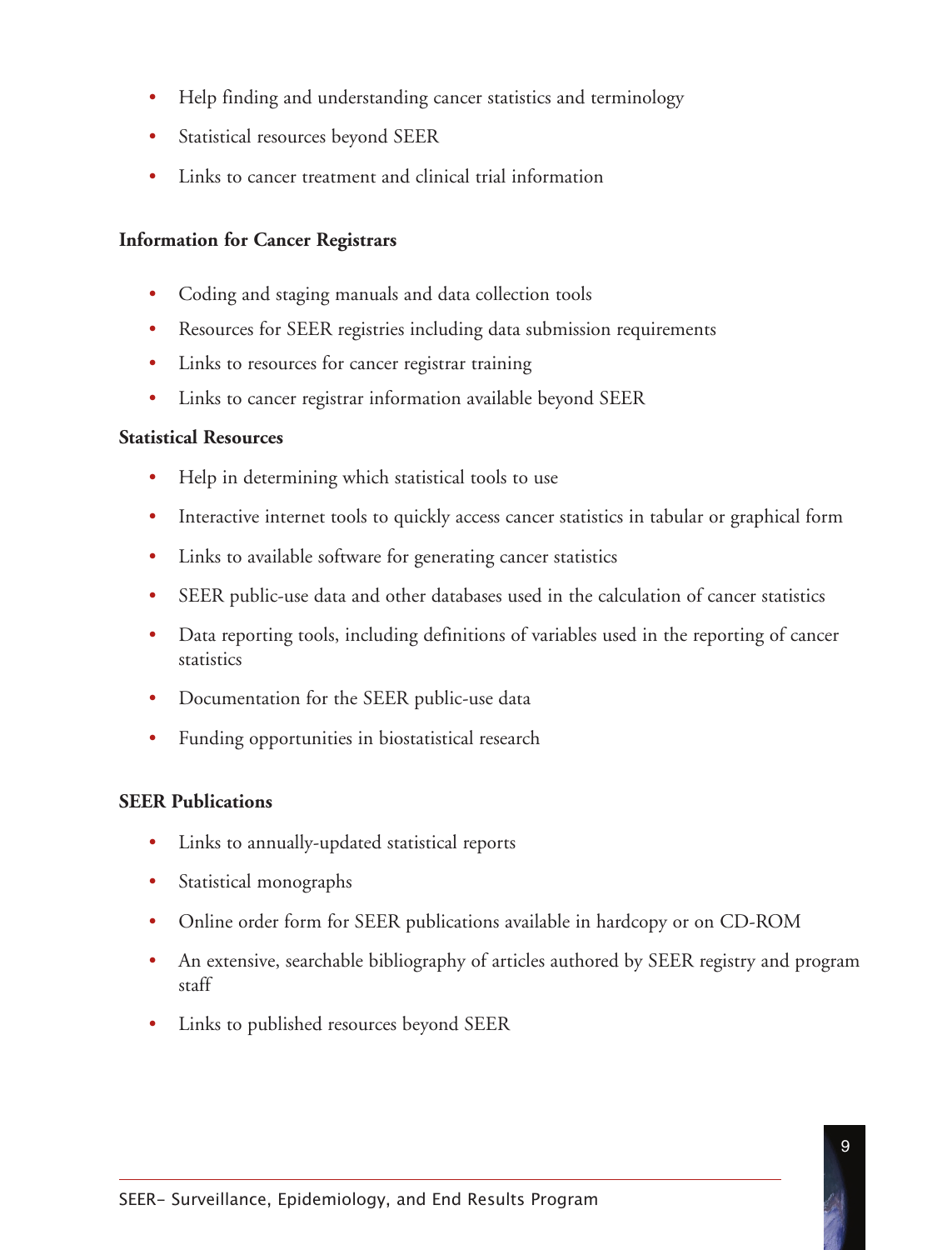- Help finding and understanding cancer statistics and terminology
- Statistical resources beyond SEER
- Links to cancer treatment and clinical trial information

**Information for Cancer Registrars**

- Coding and staging manuals and data collection tools
- Resources for SEER registries including data submission requirements
- Links to resources for cancer registrar training
- Links to cancer registrar information available beyond SEER

**Statistical Resources**

- Help in determining which statistical tools to use
- Interactive internet tools to quickly access cancer statistics in tabular or graphical form
- Links to available software for generating cancer statistics
- SEER public-use data and other databases used in the calculation of cancer statistics
- Data reporting tools, including definitions of variables used in the reporting of cancer statistics
- Documentation for the SEER public-use data
- Funding opportunities in biostatistical research

**SEER Publications**

- Links to annually-updated statistical reports
- Statistical monographs
- Online order form for SEER publications available in hardcopy or on CD-ROM
- An extensive, searchable bibliography of articles authored by SEER registry and program staff
- Links to published resources beyond SEER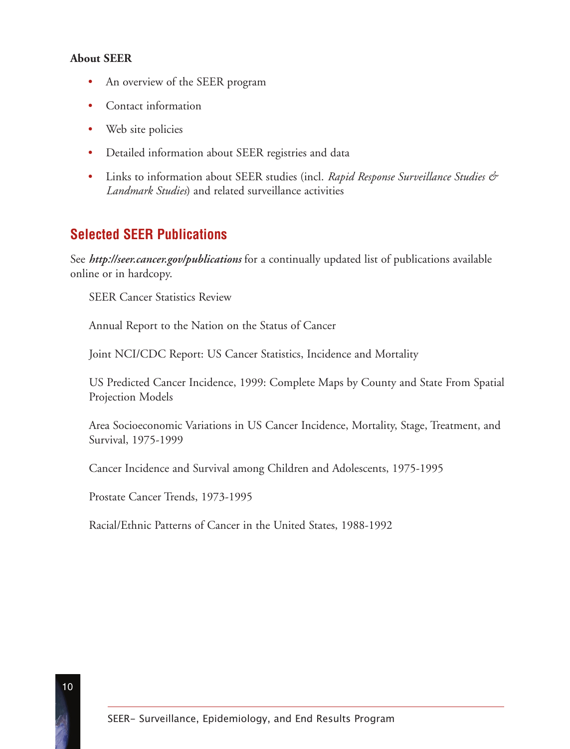**About SEER**

- An overview of the SEER program
- Contact information
- Web site policies
- Detailed information about SEER registries and data
- Links to information about SEER studies (incl. *Rapid Response Surveillance Studies & Landmark Studies*) and related surveillance activities

## Selected SEER Publications

See ***http://seer.cancer.gov/publications*** for a continually updated list of publications available online or in hardcopy.

SEER Cancer Statistics Review

Annual Report to the Nation on the Status of Cancer

Joint NCI/CDC Report: US Cancer Statistics, Incidence and Mortality

US Predicted Cancer Incidence, 1999: Complete Maps by County and State From Spatial Projection Models

Area Socioeconomic Variations in US Cancer Incidence, Mortality, Stage, Treatment, and Survival, 1975-1999

Cancer Incidence and Survival among Children and Adolescents, 1975-1995

Prostate Cancer Trends, 1973-1995

Racial/Ethnic Patterns of Cancer in the United States, 1988-1992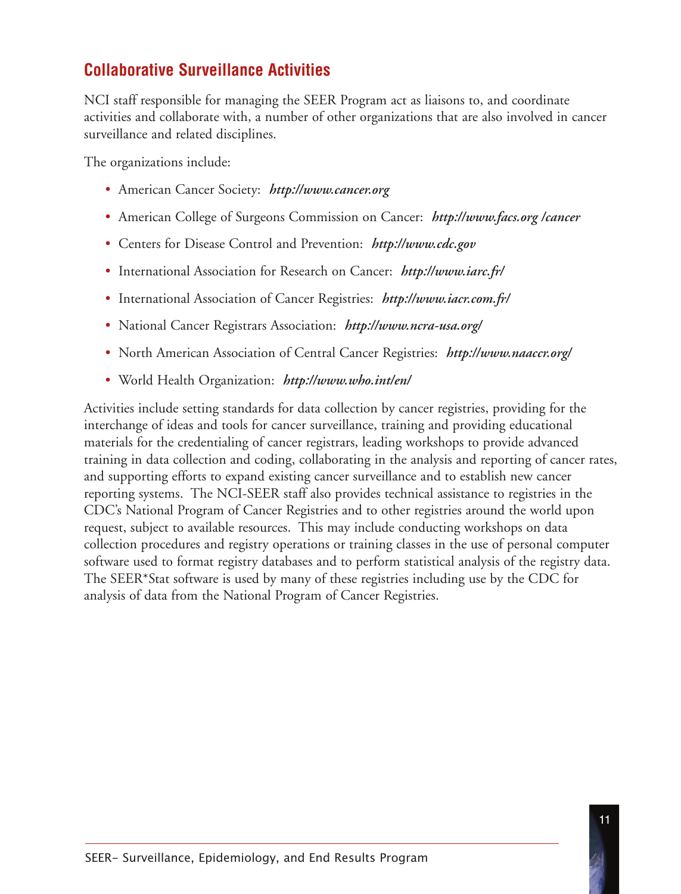## Collaborative Surveillance Activities

NCI staff responsible for managing the SEER Program act as liaisons to, and coordinate activities and collaborate with, a number of other organizations that are also involved in cancer surveillance and related disciplines.

The organizations include:

- American Cancer Society: ***http://www.cancer.org***
- American College of Surgeons Commission on Cancer: ***http://www.facs.org /cancer***
- Centers for Disease Control and Prevention: ***http://www.cdc.gov***
- International Association for Research on Cancer: ***http://www.iarc.fr/***
- International Association of Cancer Registries: ***http://www.iacr.com.fr/***
- National Cancer Registrars Association: ***http://www.ncra-usa.org/***
- North American Association of Central Cancer Registries: ***http://www.naaccr.org/***
- World Health Organization: ***http://www.who.int/en/***

Activities include setting standards for data collection by cancer registries, providing for the interchange of ideas and tools for cancer surveillance, training and providing educational materials for the credentialing of cancer registrars, leading workshops to provide advanced training in data collection and coding, collaborating in the analysis and reporting of cancer rates, and supporting efforts to expand existing cancer surveillance and to establish new cancer reporting systems. The NCI-SEER staff also provides technical assistance to registries in the CDC's National Program of Cancer Registries and to other registries around the world upon request, subject to available resources. This may include conducting workshops on data collection procedures and registry operations or training classes in the use of personal computer software used to format registry databases and to perform statistical analysis of the registry data. The SEER*Stat software is used by many of these registries including use by the CDC for analysis of data from the National Program of Cancer Registries.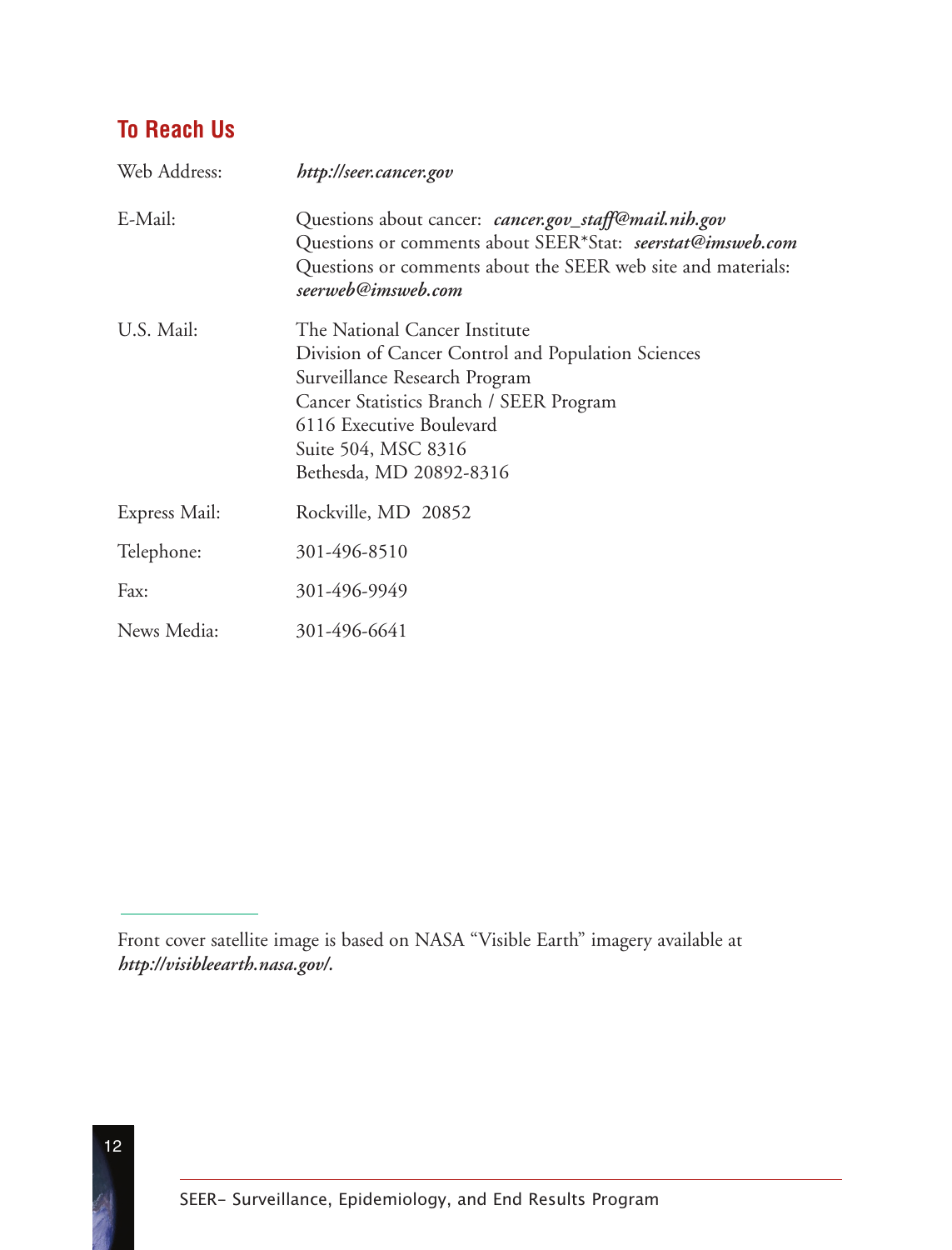## To Reach Us

| | |
|---|---|
| Web Address: | ***http://seer.cancer.gov*** |
| E-Mail: | Questions about cancer: ***cancer.gov_staff@mail.nih.gov*** <br> Questions or comments about SEER*Stat: ***seerstat@imsweb.com*** <br> Questions or comments about the SEER web site and materials: ***seerweb@imsweb.com*** |
| U.S. Mail: | The National Cancer Institute <br> Division of Cancer Control and Population Sciences <br> Surveillance Research Program <br> Cancer Statistics Branch / SEER Program <br> 6116 Executive Boulevard <br> Suite 504, MSC 8316 <br> Bethesda, MD 20892-8316 |
| Express Mail: | Rockville, MD 20852 |
| Telephone: | 301-496-8510 |
| Fax: | 301-496-9949 |
| News Media: | 301-496-6641 |

---

Front cover satellite image is based on NASA "Visible Earth" imagery available at ***http://visibleearth.nasa.gov/.***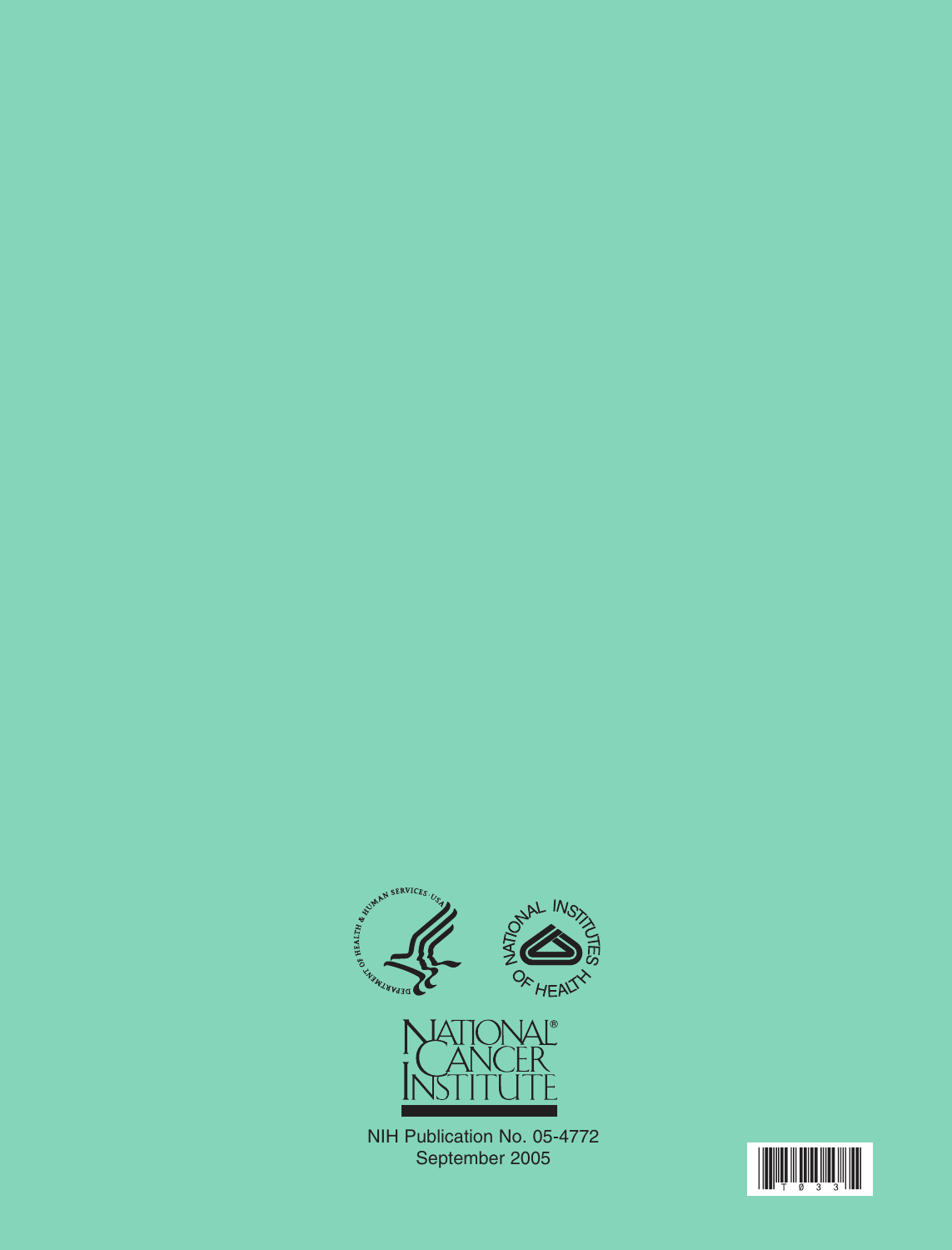DEPARTMENT OF HEALTH & HUMAN SERVICES · USA

NATIONAL INSTITUTES OF HEALTH

NATIONAL CANCER INSTITUTE®

NIH Publication No. 05-4772
September 2005

T 0 3 3